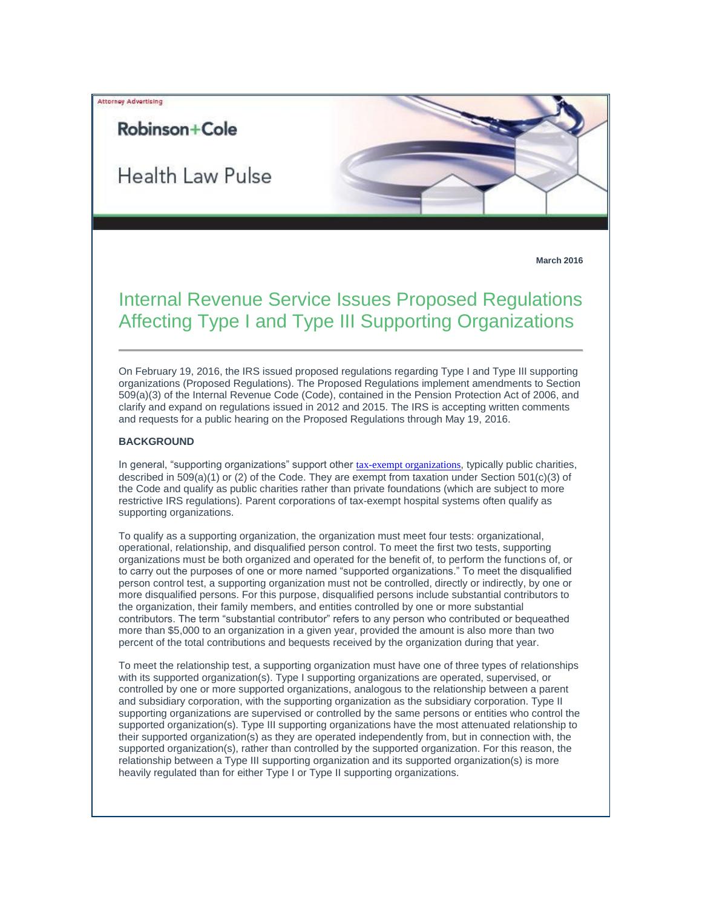Attorney Advertising

Robinson+Cole

Health Law Pulse

**March 2016**

# Internal Revenue Service Issues Proposed Regulations Affecting Type I and Type III Supporting Organizations

On February 19, 2016, the IRS issued proposed regulations regarding Type I and Type III supporting organizations (Proposed Regulations). The Proposed Regulations implement amendments to Section 509(a)(3) of the Internal Revenue Code (Code), contained in the Pension Protection Act of 2006, and clarify and expand on regulations issued in 2012 and 2015. The IRS is accepting written comments and requests for a public hearing on the Proposed Regulations through May 19, 2016.

**BACKGROUND**

In general, "supporting organizations" support other tax-exempt organizations, typically public charities, described in 509(a)(1) or (2) of the Code. They are exempt from taxation under Section 501(c)(3) of the Code and qualify as public charities rather than private foundations (which are subject to more restrictive IRS regulations). Parent corporations of tax-exempt hospital systems often qualify as supporting organizations.

To qualify as a supporting organization, the organization must meet four tests: organizational, operational, relationship, and disqualified person control. To meet the first two tests, supporting organizations must be both organized and operated for the benefit of, to perform the functions of, or to carry out the purposes of one or more named "supported organizations." To meet the disqualified person control test, a supporting organization must not be controlled, directly or indirectly, by one or more disqualified persons. For this purpose, disqualified persons include substantial contributors to the organization, their family members, and entities controlled by one or more substantial contributors. The term "substantial contributor" refers to any person who contributed or bequeathed more than $5,000 to an organization in a given year, provided the amount is also more than two percent of the total contributions and bequests received by the organization during that year.

To meet the relationship test, a supporting organization must have one of three types of relationships with its supported organization(s). Type I supporting organizations are operated, supervised, or controlled by one or more supported organizations, analogous to the relationship between a parent and subsidiary corporation, with the supporting organization as the subsidiary corporation. Type II supporting organizations are supervised or controlled by the same persons or entities who control the supported organization(s). Type III supporting organizations have the most attenuated relationship to their supported organization(s) as they are operated independently from, but in connection with, the supported organization(s), rather than controlled by the supported organization. For this reason, the relationship between a Type III supporting organization and its supported organization(s) is more heavily regulated than for either Type I or Type II supporting organizations.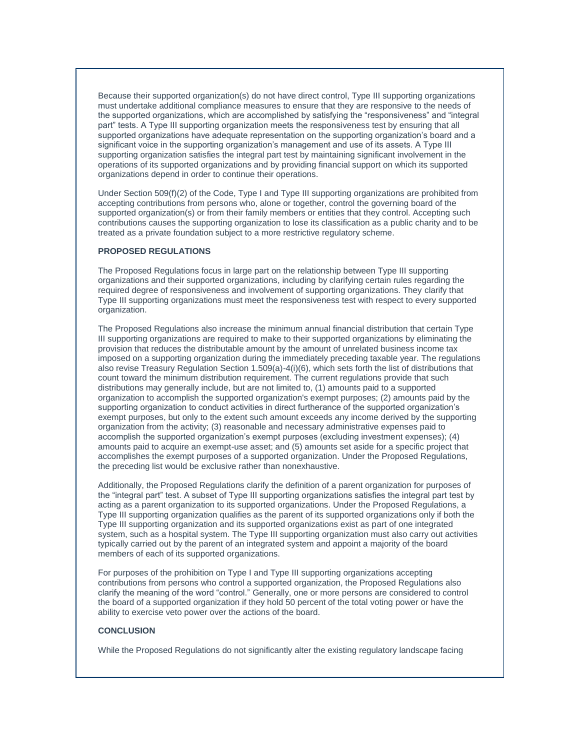Because their supported organization(s) do not have direct control, Type III supporting organizations must undertake additional compliance measures to ensure that they are responsive to the needs of the supported organizations, which are accomplished by satisfying the "responsiveness" and "integral part" tests. A Type III supporting organization meets the responsiveness test by ensuring that all supported organizations have adequate representation on the supporting organization's board and a significant voice in the supporting organization's management and use of its assets. A Type III supporting organization satisfies the integral part test by maintaining significant involvement in the operations of its supported organizations and by providing financial support on which its supported organizations depend in order to continue their operations.

Under Section 509(f)(2) of the Code, Type I and Type III supporting organizations are prohibited from accepting contributions from persons who, alone or together, control the governing board of the supported organization(s) or from their family members or entities that they control. Accepting such contributions causes the supporting organization to lose its classification as a public charity and to be treated as a private foundation subject to a more restrictive regulatory scheme.

**PROPOSED REGULATIONS**

The Proposed Regulations focus in large part on the relationship between Type III supporting organizations and their supported organizations, including by clarifying certain rules regarding the required degree of responsiveness and involvement of supporting organizations. They clarify that Type III supporting organizations must meet the responsiveness test with respect to every supported organization.

The Proposed Regulations also increase the minimum annual financial distribution that certain Type III supporting organizations are required to make to their supported organizations by eliminating the provision that reduces the distributable amount by the amount of unrelated business income tax imposed on a supporting organization during the immediately preceding taxable year. The regulations also revise Treasury Regulation Section 1.509(a)-4(i)(6), which sets forth the list of distributions that count toward the minimum distribution requirement. The current regulations provide that such distributions may generally include, but are not limited to, (1) amounts paid to a supported organization to accomplish the supported organization's exempt purposes; (2) amounts paid by the supporting organization to conduct activities in direct furtherance of the supported organization's exempt purposes, but only to the extent such amount exceeds any income derived by the supporting organization from the activity; (3) reasonable and necessary administrative expenses paid to accomplish the supported organization's exempt purposes (excluding investment expenses); (4) amounts paid to acquire an exempt-use asset; and (5) amounts set aside for a specific project that accomplishes the exempt purposes of a supported organization. Under the Proposed Regulations, the preceding list would be exclusive rather than nonexhaustive.

Additionally, the Proposed Regulations clarify the definition of a parent organization for purposes of the "integral part" test. A subset of Type III supporting organizations satisfies the integral part test by acting as a parent organization to its supported organizations. Under the Proposed Regulations, a Type III supporting organization qualifies as the parent of its supported organizations only if both the Type III supporting organization and its supported organizations exist as part of one integrated system, such as a hospital system. The Type III supporting organization must also carry out activities typically carried out by the parent of an integrated system and appoint a majority of the board members of each of its supported organizations.

For purposes of the prohibition on Type I and Type III supporting organizations accepting contributions from persons who control a supported organization, the Proposed Regulations also clarify the meaning of the word "control." Generally, one or more persons are considered to control the board of a supported organization if they hold 50 percent of the total voting power or have the ability to exercise veto power over the actions of the board.

**CONCLUSION**

While the Proposed Regulations do not significantly alter the existing regulatory landscape facing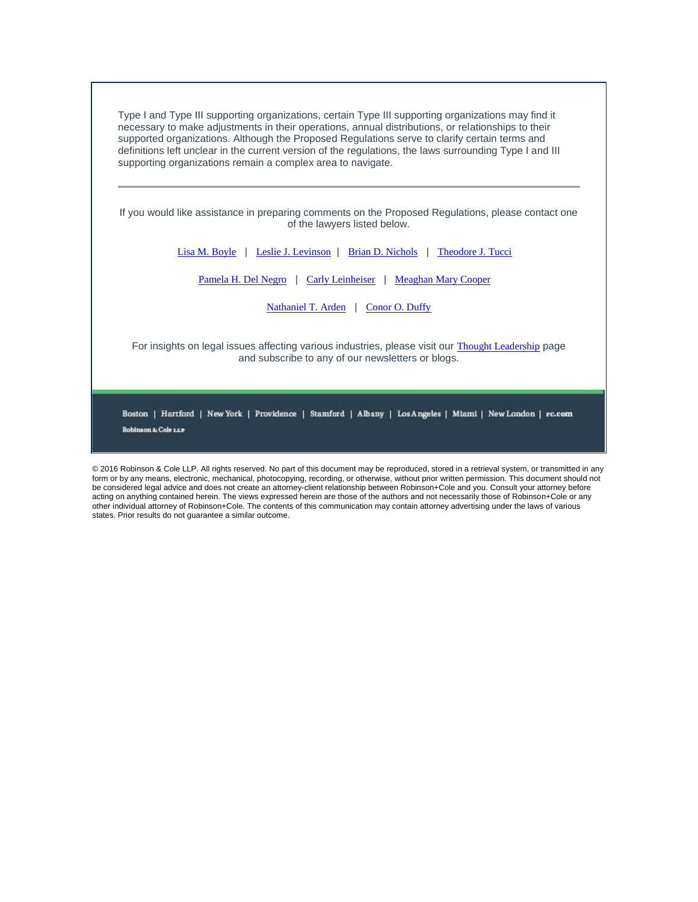Type I and Type III supporting organizations, certain Type III supporting organizations may find it necessary to make adjustments in their operations, annual distributions, or relationships to their supported organizations. Although the Proposed Regulations serve to clarify certain terms and definitions left unclear in the current version of the regulations, the laws surrounding Type I and III supporting organizations remain a complex area to navigate.

---

If you would like assistance in preparing comments on the Proposed Regulations, please contact one of the lawyers listed below.

Lisa M. Boyle | Leslie J. Levinson | Brian D. Nichols | Theodore J. Tucci

Pamela H. Del Negro | Carly Leinheiser | Meaghan Mary Cooper

Nathaniel T. Arden | Conor O. Duffy

For insights on legal issues affecting various industries, please visit our Thought Leadership page and subscribe to any of our newsletters or blogs.

Boston | Hartford | New York | Providence | Stamford | Albany | Los Angeles | Miami | New London | rc.com

Robinson & Cole LLP

© 2016 Robinson & Cole LLP. All rights reserved. No part of this document may be reproduced, stored in a retrieval system, or transmitted in any form or by any means, electronic, mechanical, photocopying, recording, or otherwise, without prior written permission. This document should not be considered legal advice and does not create an attorney-client relationship between Robinson+Cole and you. Consult your attorney before acting on anything contained herein. The views expressed herein are those of the authors and not necessarily those of Robinson+Cole or any other individual attorney of Robinson+Cole. The contents of this communication may contain attorney advertising under the laws of various states. Prior results do not guarantee a similar outcome.